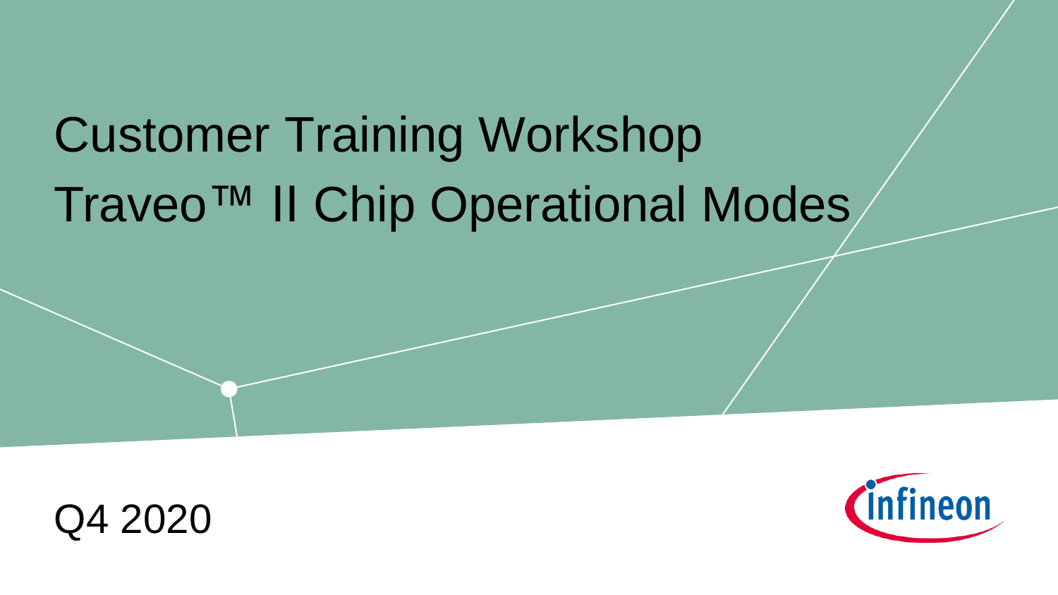# Customer Training Workshop
# Traveo™ II Chip Operational Modes

Q4 2020

Infineon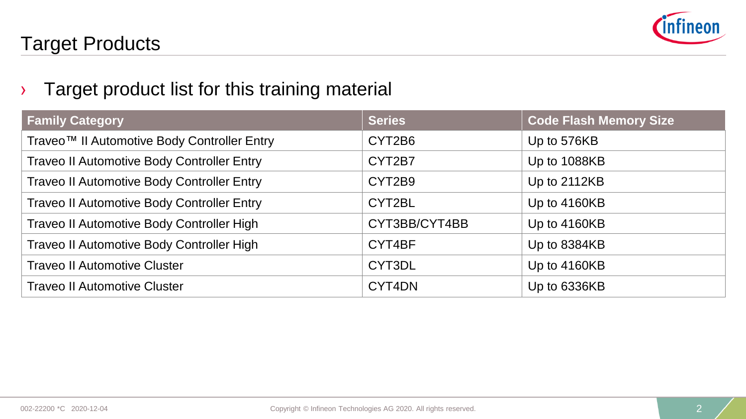# Target Products

› Target product list for this training material

| Family Category | Series | Code Flash Memory Size |
|---|---|---|
| Traveo™ II Automotive Body Controller Entry | CYT2B6 | Up to 576KB |
| Traveo II Automotive Body Controller Entry | CYT2B7 | Up to 1088KB |
| Traveo II Automotive Body Controller Entry | CYT2B9 | Up to 2112KB |
| Traveo II Automotive Body Controller Entry | CYT2BL | Up to 4160KB |
| Traveo II Automotive Body Controller High | CYT3BB/CYT4BB | Up to 4160KB |
| Traveo II Automotive Body Controller High | CYT4BF | Up to 8384KB |
| Traveo II Automotive Cluster | CYT3DL | Up to 4160KB |
| Traveo II Automotive Cluster | CYT4DN | Up to 6336KB |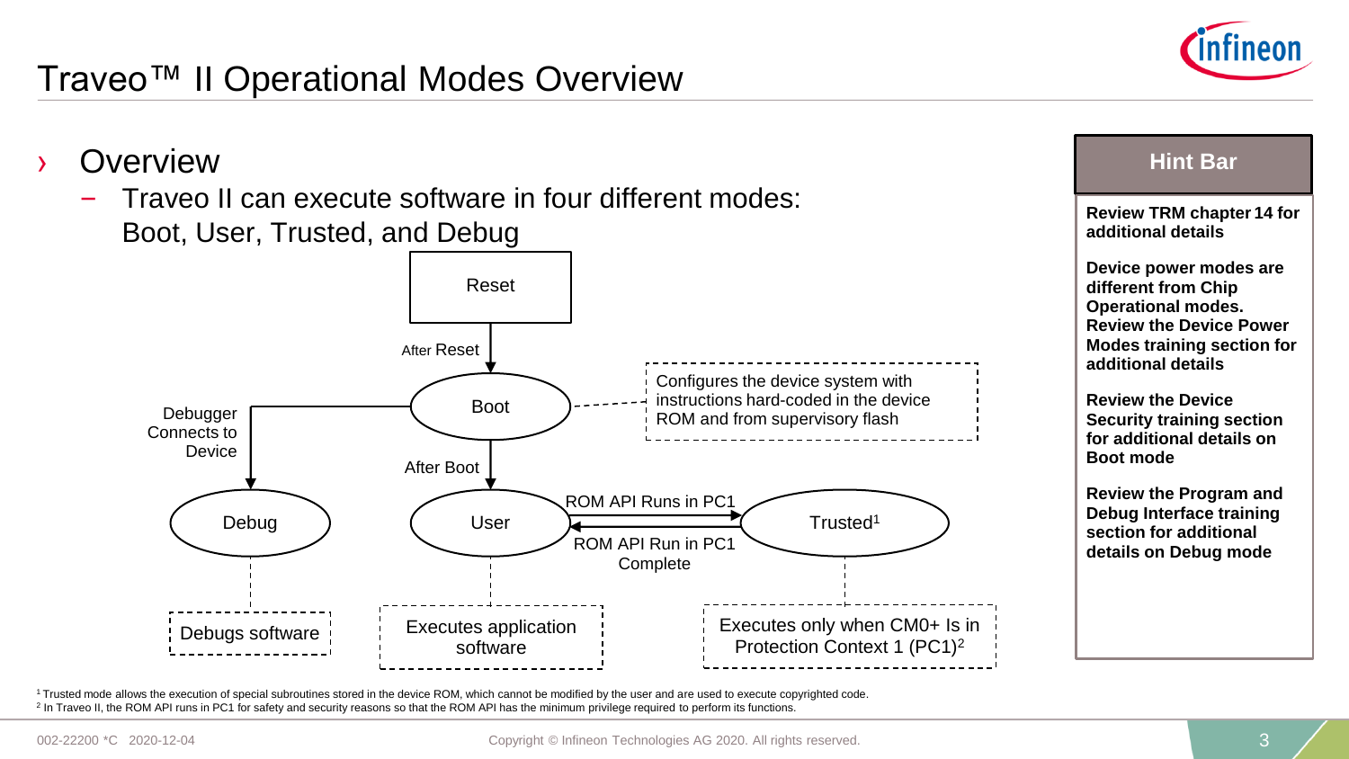# Traveo™ II Operational Modes Overview

› Overview
  - Traveo II can execute software in four different modes: Boot, User, Trusted, and Debug

Reset

After Reset

Boot

Configures the device system with instructions hard-coded in the device ROM and from supervisory flash

Debugger Connects to Device

After Boot

Debug

User

ROM API Runs in PC1

ROM API Run in PC1 Complete

Trusted[1]

Debugs software

Executes application software

Executes only when CM0+ Is in Protection Context 1 (PC1)[2]

**Hint Bar**

**Review TRM chapter 14 for additional details**

**Device power modes are different from Chip Operational modes. Review the Device Power Modes training section for additional details**

**Review the Device Security training section for additional details on Boot mode**

**Review the Program and Debug Interface training section for additional details on Debug mode**

[1] Trusted mode allows the execution of special subroutines stored in the device ROM, which cannot be modified by the user and are used to execute copyrighted code.
[2] In Traveo II, the ROM API runs in PC1 for safety and security reasons so that the ROM API has the minimum privilege required to perform its functions.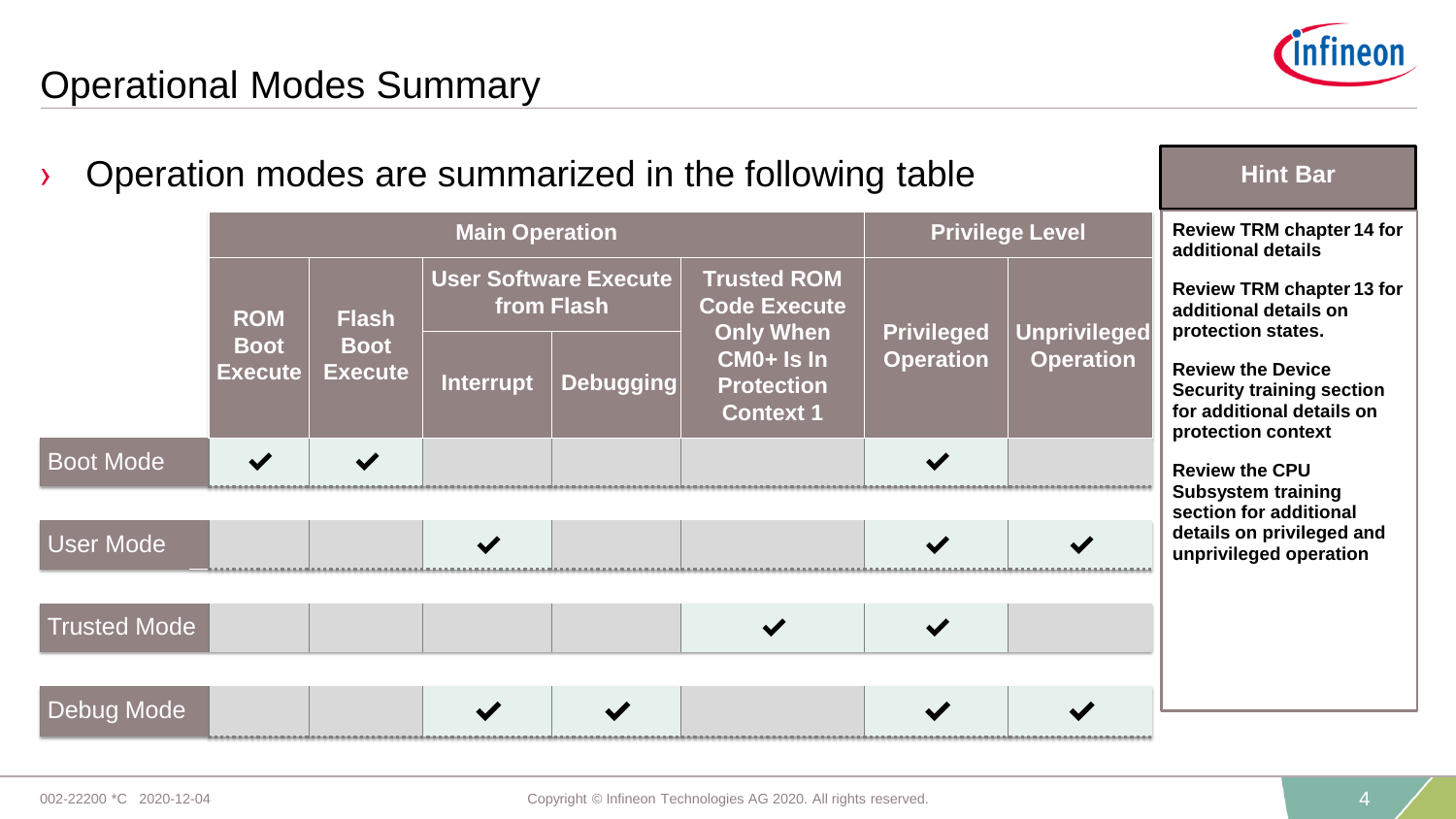# Operational Modes Summary

› Operation modes are summarized in the following table

| | Main Operation | | | | | Privilege Level | |
|---|---|---|---|---|---|---|---|
| | ROM Boot Execute | Flash Boot Execute | User Software Execute from Flash | | Trusted ROM Code Execute Only When CM0+ Is In Protection Context 1 | Privileged Operation | Unprivileged Operation |
| | | | Interrupt | Debugging | | | |
| Boot Mode | ✔ | ✔ | | | | ✔ | |
| User Mode | | | ✔ | | | ✔ | ✔ |
| Trusted Mode | | | | | ✔ | ✔ | |
| Debug Mode | | | ✔ | ✔ | | ✔ | ✔ |

**Hint Bar**

**Review TRM chapter 14 for additional details**

**Review TRM chapter 13 for additional details on protection states.**

**Review the Device Security training section for additional details on protection context**

**Review the CPU Subsystem training section for additional details on privileged and unprivileged operation**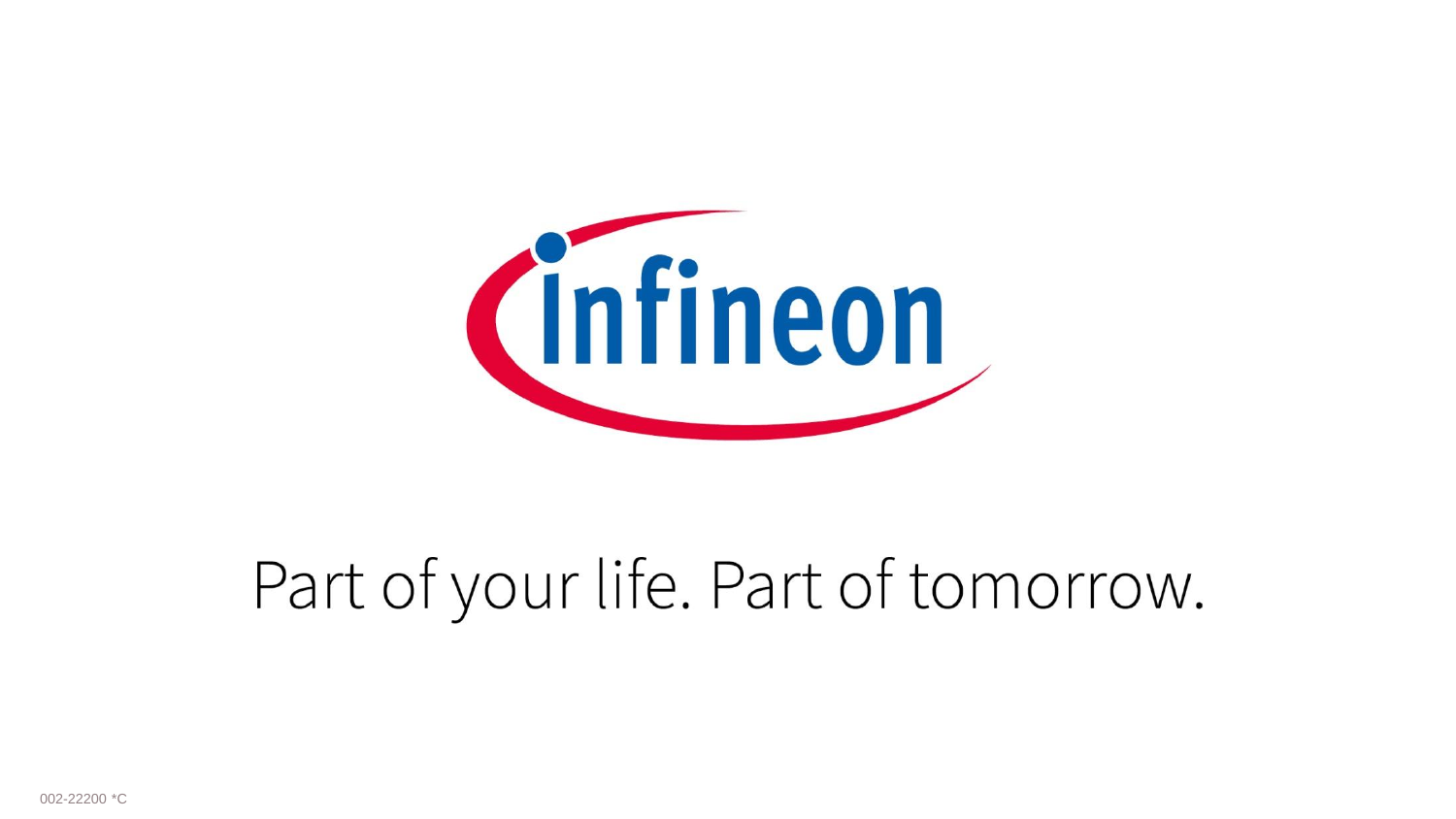infineon

Part of your life. Part of tomorrow.

002-22200 *C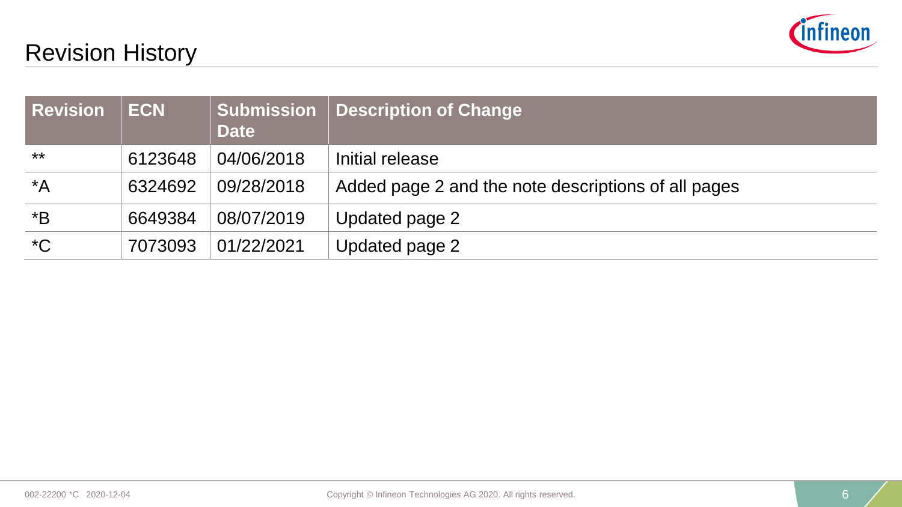# Revision History

| Revision | ECN | Submission Date | Description of Change |
|---|---|---|---|
| ** | 6123648 | 04/06/2018 | Initial release |
| *A | 6324692 | 09/28/2018 | Added page 2 and the note descriptions of all pages |
| *B | 6649384 | 08/07/2019 | Updated page 2 |
| *C | 7073093 | 01/22/2021 | Updated page 2 |